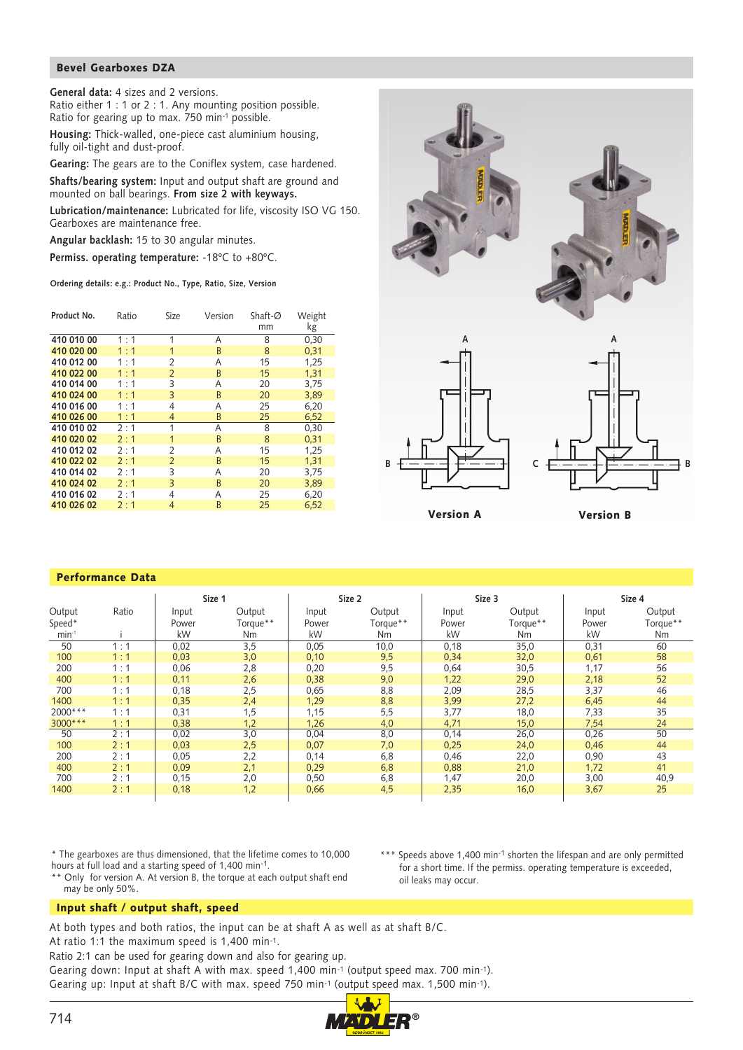## Bevel Gearboxes DZA

**General data:** 4 sizes and 2 versions.
Ratio either 1 : 1 or 2 : 1. Any mounting position possible.
Ratio for gearing up to max. 750 min$^{-1}$ possible.

**Housing:** Thick-walled, one-piece cast aluminium housing, fully oil-tight and dust-proof.

**Gearing:** The gears are to the Coniflex system, case hardened.

**Shafts/bearing system:** Input and output shaft are ground and mounted on ball bearings. **From size 2 with keyways.**

**Lubrication/maintenance:** Lubricated for life, viscosity ISO VG 150. Gearboxes are maintenance free.

**Angular backlash:** 15 to 30 angular minutes.

**Permiss. operating temperature:** -18°C to +80°C.

**Ordering details: e.g.: Product No., Type, Ratio, Size, Version**

| Product No. | Ratio | Size | Version | Shaft-Ø mm | Weight kg |
|---|---|---|---|---|---|
| 410 010 00 | 1 : 1 | 1 | A | 8 | 0,30 |
| 410 020 00 | 1 : 1 | 1 | B | 8 | 0,31 |
| 410 012 00 | 1 : 1 | 2 | A | 15 | 1,25 |
| 410 022 00 | 1 : 1 | 2 | B | 15 | 1,31 |
| 410 014 00 | 1 : 1 | 3 | A | 20 | 3,75 |
| 410 024 00 | 1 : 1 | 3 | B | 20 | 3,89 |
| 410 016 00 | 1 : 1 | 4 | A | 25 | 6,20 |
| 410 026 00 | 1 : 1 | 4 | B | 25 | 6,52 |
| 410 010 02 | 2 : 1 | 1 | A | 8 | 0,30 |
| 410 020 02 | 2 : 1 | 1 | B | 8 | 0,31 |
| 410 012 02 | 2 : 1 | 2 | A | 15 | 1,25 |
| 410 022 02 | 2 : 1 | 2 | B | 15 | 1,31 |
| 410 014 02 | 2 : 1 | 3 | A | 20 | 3,75 |
| 410 024 02 | 2 : 1 | 3 | B | 20 | 3,89 |
| 410 016 02 | 2 : 1 | 4 | A | 25 | 6,20 |
| 410 026 02 | 2 : 1 | 4 | B | 25 | 6,52 |

Version A    Version B

## Performance Data

| | | Size 1 | | Size 2 | | Size 3 | | Size 4 | |
|---|---|---|---|---|---|---|---|---|---|
| Output Speed* min$^{-1}$ | Ratio i | Input Power kW | Output Torque** Nm | Input Power kW | Output Torque** Nm | Input Power kW | Output Torque** Nm | Input Power kW | Output Torque** Nm |
| 50 | 1 : 1 | 0,02 | 3,5 | 0,05 | 10,0 | 0,18 | 35,0 | 0,31 | 60 |
| 100 | 1 : 1 | 0,03 | 3,0 | 0,10 | 9,5 | 0,34 | 32,0 | 0,61 | 58 |
| 200 | 1 : 1 | 0,06 | 2,8 | 0,20 | 9,5 | 0,64 | 30,5 | 1,17 | 56 |
| 400 | 1 : 1 | 0,11 | 2,6 | 0,38 | 9,0 | 1,22 | 29,0 | 2,18 | 52 |
| 700 | 1 : 1 | 0,18 | 2,5 | 0,65 | 8,8 | 2,09 | 28,5 | 3,37 | 46 |
| 1400 | 1 : 1 | 0,35 | 2,4 | 1,29 | 8,8 | 3,99 | 27,2 | 6,45 | 44 |
| 2000*** | 1 : 1 | 0,31 | 1,5 | 1,15 | 5,5 | 3,77 | 18,0 | 7,33 | 35 |
| 3000*** | 1 : 1 | 0,38 | 1,2 | 1,26 | 4,0 | 4,71 | 15,0 | 7,54 | 24 |
| 50 | 2 : 1 | 0,02 | 3,0 | 0,04 | 8,0 | 0,14 | 26,0 | 0,26 | 50 |
| 100 | 2 : 1 | 0,03 | 2,5 | 0,07 | 7,0 | 0,25 | 24,0 | 0,46 | 44 |
| 200 | 2 : 1 | 0,05 | 2,2 | 0,14 | 6,8 | 0,46 | 22,0 | 0,90 | 43 |
| 400 | 2 : 1 | 0,09 | 2,1 | 0,29 | 6,8 | 0,88 | 21,0 | 1,72 | 41 |
| 700 | 2 : 1 | 0,15 | 2,0 | 0,50 | 6,8 | 1,47 | 20,0 | 3,00 | 40,9 |
| 1400 | 2 : 1 | 0,18 | 1,2 | 0,66 | 4,5 | 2,35 | 16,0 | 3,67 | 25 |

\* The gearboxes are thus dimensioned, that the lifetime comes to 10,000 hours at full load and a starting speed of 1,400 min$^{-1}$.

** Only for version A. At version B, the torque at each output shaft end may be only 50%.

*** Speeds above 1,400 min$^{-1}$ shorten the lifespan and are only permitted for a short time. If the permiss. operating temperature is exceeded, oil leaks may occur.

## Input shaft / output shaft, speed

At both types and both ratios, the input can be at shaft A as well as at shaft B/C.
At ratio 1:1 the maximum speed is 1,400 min$^{-1}$.
Ratio 2:1 can be used for gearing down and also for gearing up.
Gearing down: Input at shaft A with max. speed 1,400 min$^{-1}$ (output speed max. 700 min$^{-1}$).
Gearing up: Input at shaft B/C with max. speed 750 min$^{-1}$ (output speed max. 1,500 min$^{-1}$).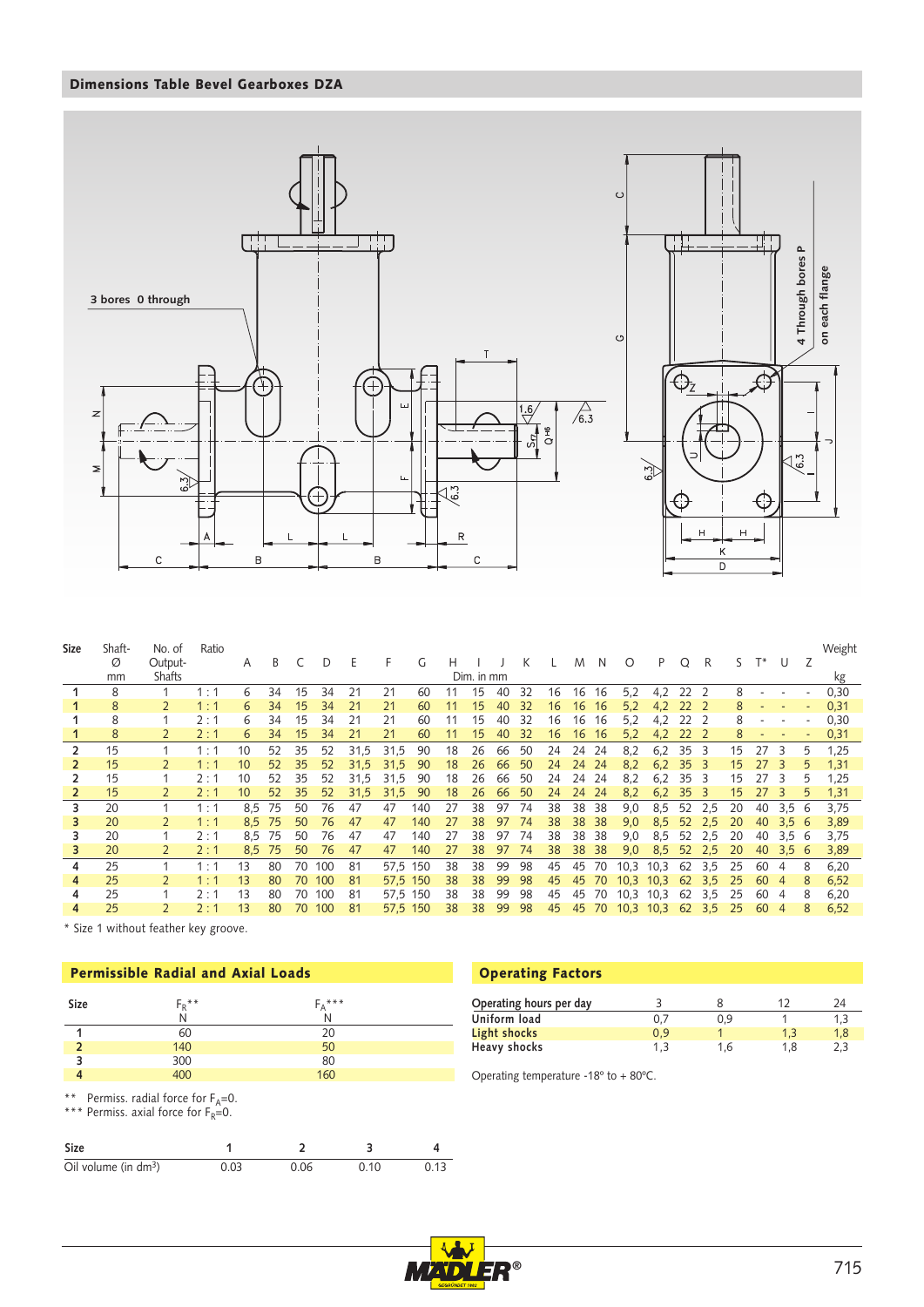## Dimensions Table Bevel Gearboxes DZA

3 bores 0 through

4 Through bores P on each flange

| Size | Shaft-Ø mm | No. of Output-Shafts | Ratio | A | B | C | D | E | F | G | H | I | J | K | L | M | N | O | P | Q | R | S | T* | U | Z | Weight kg |
|---|---|---|---|---|---|---|---|---|---|---|---|---|---|---|---|---|---|---|---|---|---|---|---|---|---|---|
| 1 | 8 | 1 | 1 : 1 | 6 | 34 | 15 | 34 | 21 | 21 | 60 | 11 | 15 | 40 | 32 | 16 | 16 | 16 | 5,2 | 4,2 | 22 | 2 | 8 | - | - | - | 0,30 |
| 1 | 8 | 2 | 1 : 1 | 6 | 34 | 15 | 34 | 21 | 21 | 60 | 11 | 15 | 40 | 32 | 16 | 16 | 16 | 5,2 | 4,2 | 22 | 2 | 8 | - | - | - | 0,31 |
| 1 | 8 | 1 | 2 : 1 | 6 | 34 | 15 | 34 | 21 | 21 | 60 | 11 | 15 | 40 | 32 | 16 | 16 | 16 | 5,2 | 4,2 | 22 | 2 | 8 | - | - | - | 0,30 |
| 1 | 8 | 2 | 2 : 1 | 6 | 34 | 15 | 34 | 21 | 21 | 60 | 11 | 15 | 40 | 32 | 16 | 16 | 16 | 5,2 | 4,2 | 22 | 2 | 8 | - | - | - | 0,31 |
| 2 | 15 | 1 | 1 : 1 | 10 | 52 | 35 | 52 | 31,5 | 31,5 | 90 | 18 | 26 | 66 | 50 | 24 | 24 | 24 | 8,2 | 6,2 | 35 | 3 | 15 | 27 | 3 | 5 | 1,25 |
| 2 | 15 | 2 | 1 : 1 | 10 | 52 | 35 | 52 | 31,5 | 31,5 | 90 | 18 | 26 | 66 | 50 | 24 | 24 | 24 | 8,2 | 6,2 | 35 | 3 | 15 | 27 | 3 | 5 | 1,31 |
| 2 | 15 | 1 | 2 : 1 | 10 | 52 | 35 | 52 | 31,5 | 31,5 | 90 | 18 | 26 | 66 | 50 | 24 | 24 | 24 | 8,2 | 6,2 | 35 | 3 | 15 | 27 | 3 | 5 | 1,25 |
| 2 | 15 | 2 | 2 : 1 | 10 | 52 | 35 | 52 | 31,5 | 31,5 | 90 | 18 | 26 | 66 | 50 | 24 | 24 | 24 | 8,2 | 6,2 | 35 | 3 | 15 | 27 | 3 | 5 | 1,31 |
| 3 | 20 | 1 | 1 : 1 | 8,5 | 75 | 50 | 76 | 47 | 47 | 140 | 27 | 38 | 97 | 74 | 38 | 38 | 38 | 9,0 | 8,5 | 52 | 2,5 | 20 | 40 | 3,5 | 6 | 3,75 |
| 3 | 20 | 2 | 1 : 1 | 8,5 | 75 | 50 | 76 | 47 | 47 | 140 | 27 | 38 | 97 | 74 | 38 | 38 | 38 | 9,0 | 8,5 | 52 | 2,5 | 20 | 40 | 3,5 | 6 | 3,89 |
| 3 | 20 | 1 | 2 : 1 | 8,5 | 75 | 50 | 76 | 47 | 47 | 140 | 27 | 38 | 97 | 74 | 38 | 38 | 38 | 9,0 | 8,5 | 52 | 2,5 | 20 | 40 | 3,5 | 6 | 3,75 |
| 3 | 20 | 2 | 2 : 1 | 8,5 | 75 | 50 | 76 | 47 | 47 | 140 | 27 | 38 | 97 | 74 | 38 | 38 | 38 | 9,0 | 8,5 | 52 | 2,5 | 20 | 40 | 3,5 | 6 | 3,89 |
| 4 | 25 | 1 | 1 : 1 | 13 | 80 | 70 | 100 | 81 | 57,5 | 150 | 38 | 38 | 99 | 98 | 45 | 45 | 70 | 10,3 | 10,3 | 62 | 3,5 | 25 | 60 | 4 | 8 | 6,20 |
| 4 | 25 | 2 | 1 : 1 | 13 | 80 | 70 | 100 | 81 | 57,5 | 150 | 38 | 38 | 99 | 98 | 45 | 45 | 70 | 10,3 | 10,3 | 62 | 3,5 | 25 | 60 | 4 | 8 | 6,52 |
| 4 | 25 | 1 | 2 : 1 | 13 | 80 | 70 | 100 | 81 | 57,5 | 150 | 38 | 38 | 99 | 98 | 45 | 45 | 70 | 10,3 | 10,3 | 62 | 3,5 | 25 | 60 | 4 | 8 | 6,20 |
| 4 | 25 | 2 | 2 : 1 | 13 | 80 | 70 | 100 | 81 | 57,5 | 150 | 38 | 38 | 99 | 98 | 45 | 45 | 70 | 10,3 | 10,3 | 62 | 3,5 | 25 | 60 | 4 | 8 | 6,52 |

Dim. in mm

* Size 1 without feather key groove.

## Permissible Radial and Axial Loads

| Size | $F_R$** N | $F_A$*** N |
|---|---|---|
| 1 | 60 | 20 |
| 2 | 140 | 50 |
| 3 | 300 | 80 |
| 4 | 400 | 160 |

** Permiss. radial force for $F_A$=0.
*** Permiss. axial force for $F_R$=0.

| Size | 1 | 2 | 3 | 4 |
|---|---|---|---|---|
| Oil volume (in dm³) | 0.03 | 0.06 | 0.10 | 0.13 |

## Operating Factors

| Operating hours per day | 3 | 8 | 12 | 24 |
|---|---|---|---|---|
| Uniform load | 0,7 | 0,9 | 1 | 1,3 |
| Light shocks | 0,9 | 1 | 1,3 | 1,8 |
| Heavy shocks | 1,3 | 1,6 | 1,8 | 2,3 |

Operating temperature -18° to + 80°C.